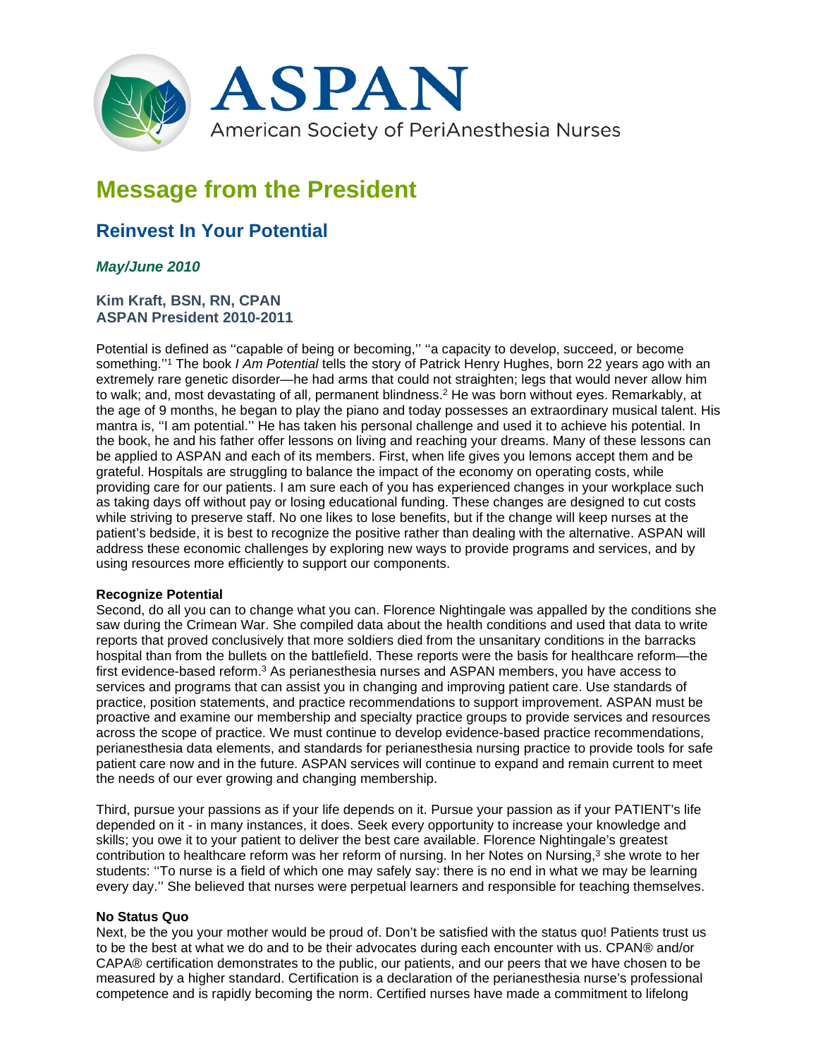ASPAN

American Society of PeriAnesthesia Nurses

# Message from the President

## Reinvest In Your Potential

***May/June 2010***

**Kim Kraft, BSN, RN, CPAN**
**ASPAN President 2010-2011**

Potential is defined as ''capable of being or becoming,'' ''a capacity to develop, succeed, or become something.''[1] The book *I Am Potential* tells the story of Patrick Henry Hughes, born 22 years ago with an extremely rare genetic disorder—he had arms that could not straighten; legs that would never allow him to walk; and, most devastating of all, permanent blindness.[2] He was born without eyes. Remarkably, at the age of 9 months, he began to play the piano and today possesses an extraordinary musical talent. His mantra is, ''I am potential.'' He has taken his personal challenge and used it to achieve his potential. In the book, he and his father offer lessons on living and reaching your dreams. Many of these lessons can be applied to ASPAN and each of its members. First, when life gives you lemons accept them and be grateful. Hospitals are struggling to balance the impact of the economy on operating costs, while providing care for our patients. I am sure each of you has experienced changes in your workplace such as taking days off without pay or losing educational funding. These changes are designed to cut costs while striving to preserve staff. No one likes to lose benefits, but if the change will keep nurses at the patient's bedside, it is best to recognize the positive rather than dealing with the alternative. ASPAN will address these economic challenges by exploring new ways to provide programs and services, and by using resources more efficiently to support our components.

**Recognize Potential**

Second, do all you can to change what you can. Florence Nightingale was appalled by the conditions she saw during the Crimean War. She compiled data about the health conditions and used that data to write reports that proved conclusively that more soldiers died from the unsanitary conditions in the barracks hospital than from the bullets on the battlefield. These reports were the basis for healthcare reform—the first evidence-based reform.[3] As perianesthesia nurses and ASPAN members, you have access to services and programs that can assist you in changing and improving patient care. Use standards of practice, position statements, and practice recommendations to support improvement. ASPAN must be proactive and examine our membership and specialty practice groups to provide services and resources across the scope of practice. We must continue to develop evidence-based practice recommendations, perianesthesia data elements, and standards for perianesthesia nursing practice to provide tools for safe patient care now and in the future. ASPAN services will continue to expand and remain current to meet the needs of our ever growing and changing membership.

Third, pursue your passions as if your life depends on it. Pursue your passion as if your PATIENT's life depended on it - in many instances, it does. Seek every opportunity to increase your knowledge and skills; you owe it to your patient to deliver the best care available. Florence Nightingale's greatest contribution to healthcare reform was her reform of nursing. In her Notes on Nursing,[3] she wrote to her students: ''To nurse is a field of which one may safely say: there is no end in what we may be learning every day.'' She believed that nurses were perpetual learners and responsible for teaching themselves.

**No Status Quo**

Next, be the you your mother would be proud of. Don't be satisfied with the status quo! Patients trust us to be the best at what we do and to be their advocates during each encounter with us. CPAN® and/or CAPA® certification demonstrates to the public, our patients, and our peers that we have chosen to be measured by a higher standard. Certification is a declaration of the perianesthesia nurse's professional competence and is rapidly becoming the norm. Certified nurses have made a commitment to lifelong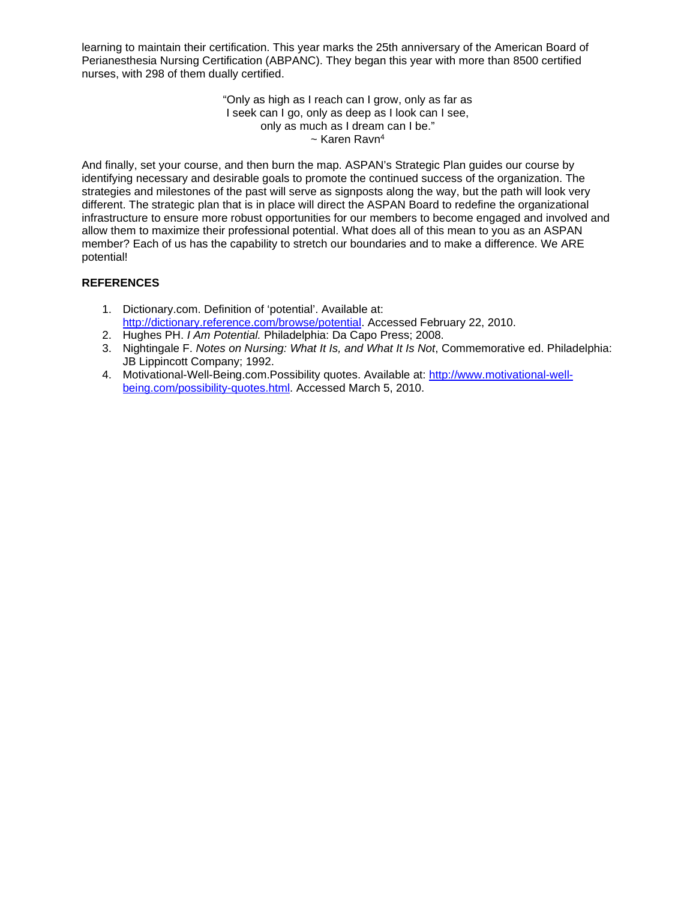learning to maintain their certification. This year marks the 25th anniversary of the American Board of Perianesthesia Nursing Certification (ABPANC). They began this year with more than 8500 certified nurses, with 298 of them dually certified.

> "Only as high as I reach can I grow, only as far as
> I seek can I go, only as deep as I look can I see,
> only as much as I dream can I be."
> ~ Karen Ravn[4]

And finally, set your course, and then burn the map. ASPAN's Strategic Plan guides our course by identifying necessary and desirable goals to promote the continued success of the organization. The strategies and milestones of the past will serve as signposts along the way, but the path will look very different. The strategic plan that is in place will direct the ASPAN Board to redefine the organizational infrastructure to ensure more robust opportunities for our members to become engaged and involved and allow them to maximize their professional potential. What does all of this mean to you as an ASPAN member? Each of us has the capability to stretch our boundaries and to make a difference. We ARE potential!

**REFERENCES**

1. Dictionary.com. Definition of 'potential'. Available at: http://dictionary.reference.com/browse/potential. Accessed February 22, 2010.
2. Hughes PH. *I Am Potential.* Philadelphia: Da Capo Press; 2008.
3. Nightingale F. *Notes on Nursing: What It Is, and What It Is Not*, Commemorative ed. Philadelphia: JB Lippincott Company; 1992.
4. Motivational-Well-Being.com.Possibility quotes. Available at: http://www.motivational-well-being.com/possibility-quotes.html. Accessed March 5, 2010.